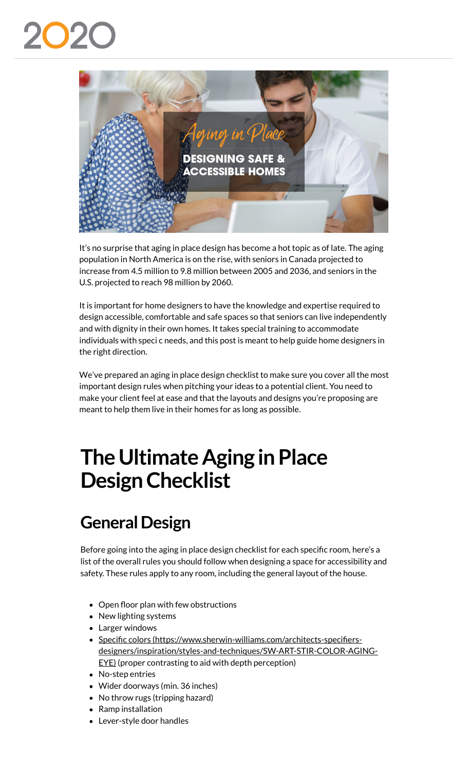# The Ultimate Aging in Place Design Checklist

It's no surprise that aging in place design has become a hot topic as of late. The aging population in North America is on the rise, with seniors in Canada projected to increase from 4.5 million to 9.8 million between 2005 and 2036, and seniors in the U.S. projected to reach 98 million by 2060.

It is important for home designers to have the knowledge and expertise required to design accessible, comfortable and safe spaces so that seniors can live independently and with dignity in their own homes. It takes special training to accommodate individuals with speci c needs, and this post is meant to help guide home designers in the right direction.

We've prepared an aging in place design checklist to make sure you cover all the most important design rules when pitching your ideas to a potential client. You need to make your client feel at ease and that the layouts and designs you're proposing are meant to help them live in their homes for as long as possible.

## General Design

Before going into the aging in place design checklist for each specific room, here's a list of the overall rules you should follow when designing a space for accessibility and safety. These rules apply to any room, including the general layout of the house.

- Open floor plan with few obstructions
- New lighting systems
- Larger windows
- Specific colors (https://www.sherwin-williams.com/architects-specifiers-designers/inspiration/styles-and-techniques/SW-ART-STIR-COLOR-AGING-EYE) (proper contrasting to aid with depth perception)
- No-step entries
- Wider doorways (min. 36 inches)
- No throw rugs (tripping hazard)
- Ramp installation
- Lever-style door handles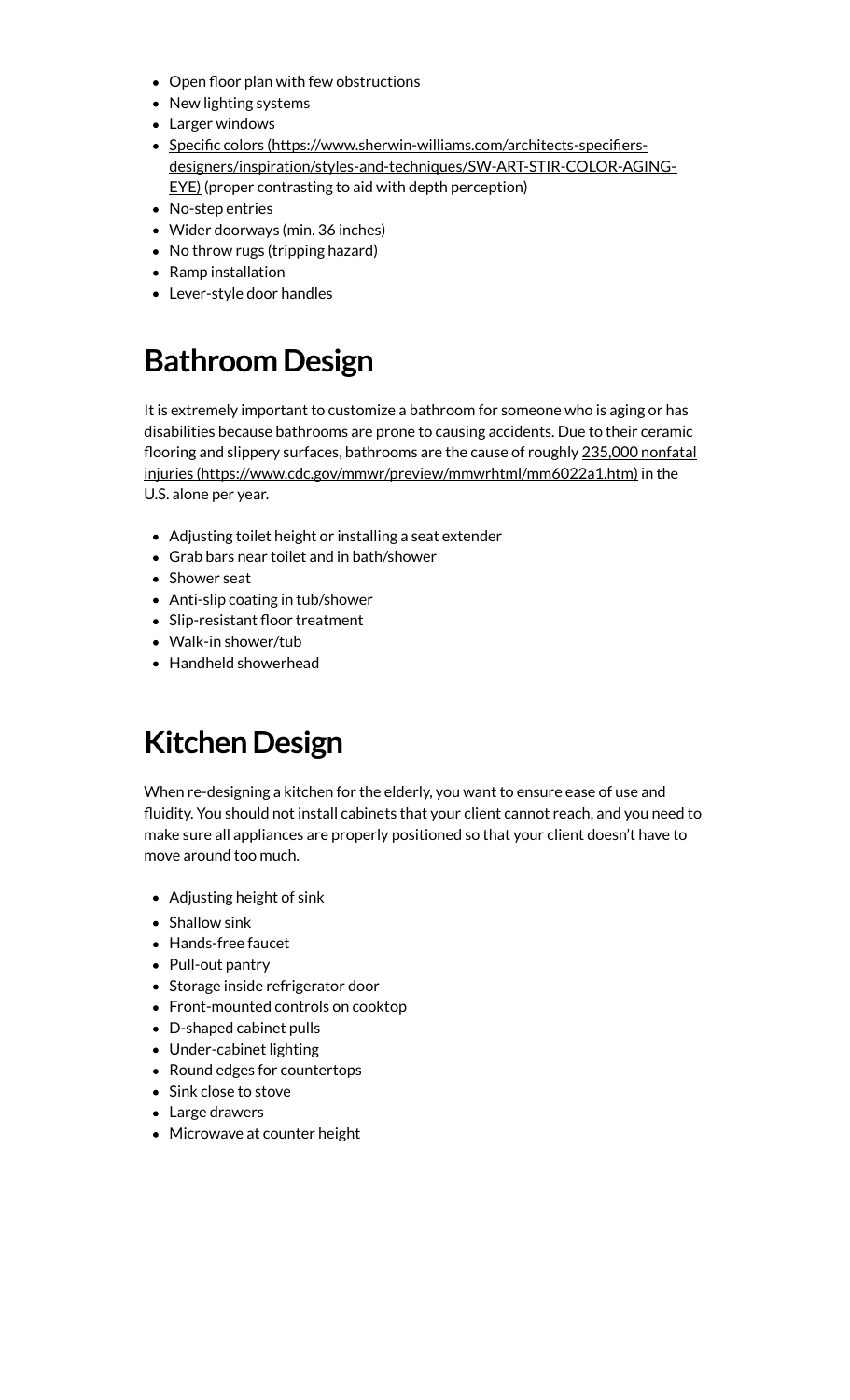- Open floor plan with few obstructions
- New lighting systems
- Larger windows
- [Specific colors (https://www.sherwin-williams.com/architects-specifiers-designers/inspiration/styles-and-techniques/SW-ART-STIR-COLOR-AGING-EYE)](https://www.sherwin-williams.com/architects-specifiers-designers/inspiration/styles-and-techniques/SW-ART-STIR-COLOR-AGING-EYE) (proper contrasting to aid with depth perception)
- No-step entries
- Wider doorways (min. 36 inches)
- No throw rugs (tripping hazard)
- Ramp installation
- Lever-style door handles

## Bathroom Design

It is extremely important to customize a bathroom for someone who is aging or has disabilities because bathrooms are prone to causing accidents. Due to their ceramic flooring and slippery surfaces, bathrooms are the cause of roughly [235,000 nonfatal injuries (https://www.cdc.gov/mmwr/preview/mmwrhtml/mm6022a1.htm)](https://www.cdc.gov/mmwr/preview/mmwrhtml/mm6022a1.htm) in the U.S. alone per year.

- Adjusting toilet height or installing a seat extender
- Grab bars near toilet and in bath/shower
- Shower seat
- Anti-slip coating in tub/shower
- Slip-resistant floor treatment
- Walk-in shower/tub
- Handheld showerhead

## Kitchen Design

When re-designing a kitchen for the elderly, you want to ensure ease of use and fluidity. You should not install cabinets that your client cannot reach, and you need to make sure all appliances are properly positioned so that your client doesn't have to move around too much.

- Adjusting height of sink
- Shallow sink
- Hands-free faucet
- Pull-out pantry
- Storage inside refrigerator door
- Front-mounted controls on cooktop
- D-shaped cabinet pulls
- Under-cabinet lighting
- Round edges for countertops
- Sink close to stove
- Large drawers
- Microwave at counter height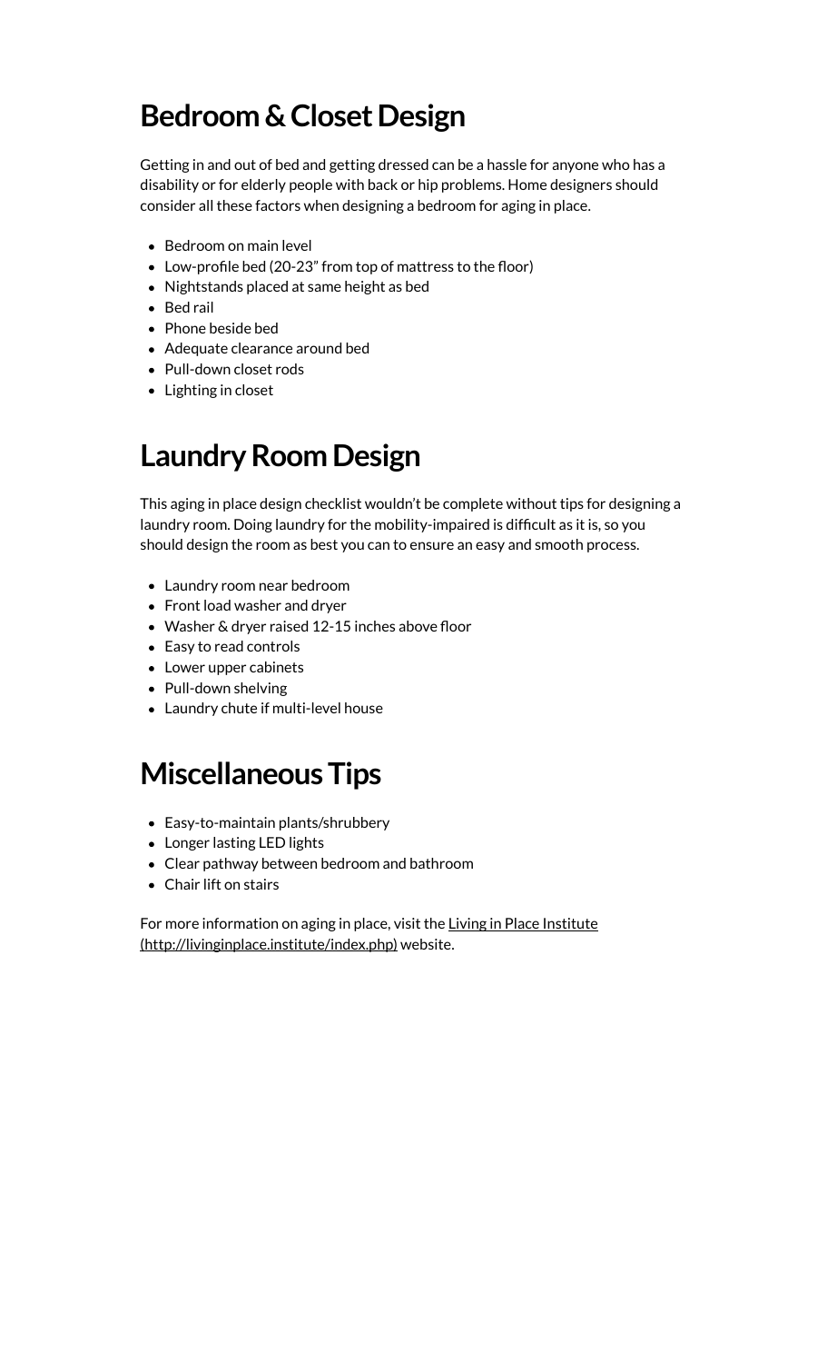# Bedroom & Closet Design

Getting in and out of bed and getting dressed can be a hassle for anyone who has a disability or for elderly people with back or hip problems. Home designers should consider all these factors when designing a bedroom for aging in place.

- Bedroom on main level
- Low-profile bed (20-23" from top of mattress to the floor)
- Nightstands placed at same height as bed
- Bed rail
- Phone beside bed
- Adequate clearance around bed
- Pull-down closet rods
- Lighting in closet

# Laundry Room Design

This aging in place design checklist wouldn't be complete without tips for designing a laundry room. Doing laundry for the mobility-impaired is difficult as it is, so you should design the room as best you can to ensure an easy and smooth process.

- Laundry room near bedroom
- Front load washer and dryer
- Washer & dryer raised 12-15 inches above floor
- Easy to read controls
- Lower upper cabinets
- Pull-down shelving
- Laundry chute if multi-level house

# Miscellaneous Tips

- Easy-to-maintain plants/shrubbery
- Longer lasting LED lights
- Clear pathway between bedroom and bathroom
- Chair lift on stairs

For more information on aging in place, visit the Living in Place Institute (http://livinginplace.institute/index.php) website.